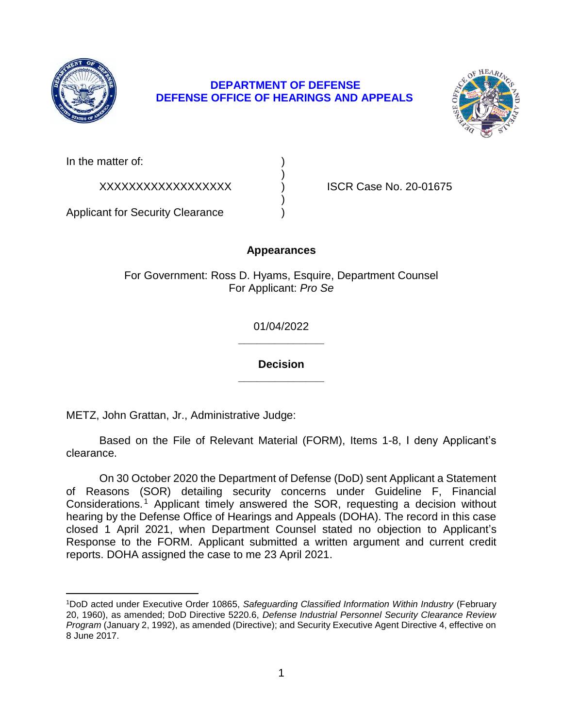**DEPARTMENT OF DEFENSE**
**DEFENSE OFFICE OF HEARINGS AND APPEALS**

In the matter of: )
 )
XXXXXXXXXXXXXXXXXX ) ISCR Case No. 20-01675
 )
Applicant for Security Clearance )

## Appearances

For Government: Ross D. Hyams, Esquire, Department Counsel
For Applicant: *Pro Se*

01/04/2022

______________

## Decision

______________

METZ, John Grattan, Jr., Administrative Judge:

Based on the File of Relevant Material (FORM), Items 1-8, I deny Applicant's clearance.

On 30 October 2020 the Department of Defense (DoD) sent Applicant a Statement of Reasons (SOR) detailing security concerns under Guideline F, Financial Considerations.[1] Applicant timely answered the SOR, requesting a decision without hearing by the Defense Office of Hearings and Appeals (DOHA). The record in this case closed 1 April 2021, when Department Counsel stated no objection to Applicant's Response to the FORM. Applicant submitted a written argument and current credit reports. DOHA assigned the case to me 23 April 2021.

---

[1]DoD acted under Executive Order 10865, *Safeguarding Classified Information Within Industry* (February 20, 1960), as amended; DoD Directive 5220.6, *Defense Industrial Personnel Security Clearance Review Program* (January 2, 1992), as amended (Directive); and Security Executive Agent Directive 4, effective on 8 June 2017.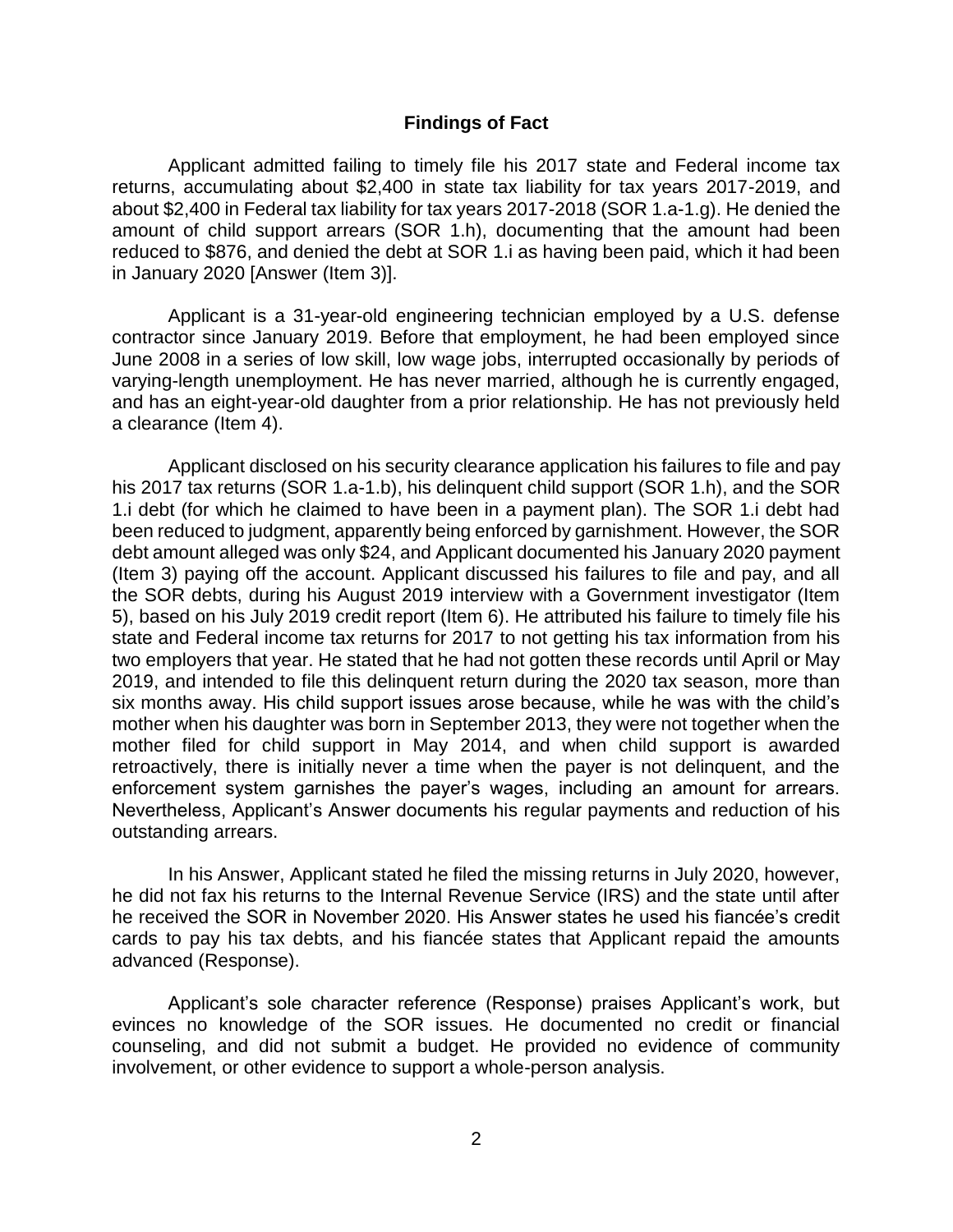## Findings of Fact

Applicant admitted failing to timely file his 2017 state and Federal income tax returns, accumulating about $2,400 in state tax liability for tax years 2017-2019, and about $2,400 in Federal tax liability for tax years 2017-2018 (SOR 1.a-1.g). He denied the amount of child support arrears (SOR 1.h), documenting that the amount had been reduced to $876, and denied the debt at SOR 1.i as having been paid, which it had been in January 2020 [Answer (Item 3)].

Applicant is a 31-year-old engineering technician employed by a U.S. defense contractor since January 2019. Before that employment, he had been employed since June 2008 in a series of low skill, low wage jobs, interrupted occasionally by periods of varying-length unemployment. He has never married, although he is currently engaged, and has an eight-year-old daughter from a prior relationship. He has not previously held a clearance (Item 4).

Applicant disclosed on his security clearance application his failures to file and pay his 2017 tax returns (SOR 1.a-1.b), his delinquent child support (SOR 1.h), and the SOR 1.i debt (for which he claimed to have been in a payment plan). The SOR 1.i debt had been reduced to judgment, apparently being enforced by garnishment. However, the SOR debt amount alleged was only $24, and Applicant documented his January 2020 payment (Item 3) paying off the account. Applicant discussed his failures to file and pay, and all the SOR debts, during his August 2019 interview with a Government investigator (Item 5), based on his July 2019 credit report (Item 6). He attributed his failure to timely file his state and Federal income tax returns for 2017 to not getting his tax information from his two employers that year. He stated that he had not gotten these records until April or May 2019, and intended to file this delinquent return during the 2020 tax season, more than six months away. His child support issues arose because, while he was with the child's mother when his daughter was born in September 2013, they were not together when the mother filed for child support in May 2014, and when child support is awarded retroactively, there is initially never a time when the payer is not delinquent, and the enforcement system garnishes the payer's wages, including an amount for arrears. Nevertheless, Applicant's Answer documents his regular payments and reduction of his outstanding arrears.

In his Answer, Applicant stated he filed the missing returns in July 2020, however, he did not fax his returns to the Internal Revenue Service (IRS) and the state until after he received the SOR in November 2020. His Answer states he used his fiancée's credit cards to pay his tax debts, and his fiancée states that Applicant repaid the amounts advanced (Response).

Applicant's sole character reference (Response) praises Applicant's work, but evinces no knowledge of the SOR issues. He documented no credit or financial counseling, and did not submit a budget. He provided no evidence of community involvement, or other evidence to support a whole-person analysis.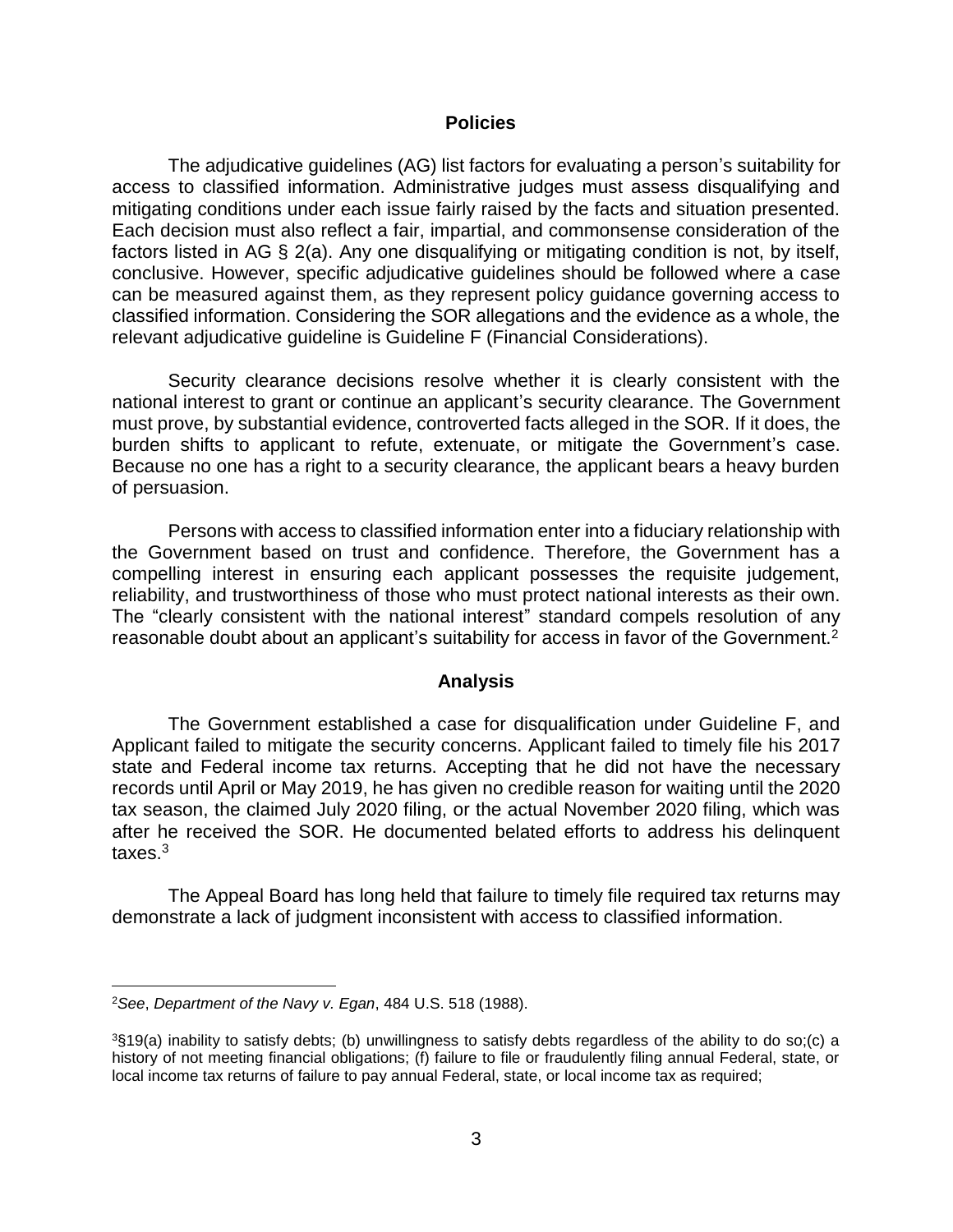## Policies

The adjudicative guidelines (AG) list factors for evaluating a person's suitability for access to classified information. Administrative judges must assess disqualifying and mitigating conditions under each issue fairly raised by the facts and situation presented. Each decision must also reflect a fair, impartial, and commonsense consideration of the factors listed in AG § 2(a). Any one disqualifying or mitigating condition is not, by itself, conclusive. However, specific adjudicative guidelines should be followed where a case can be measured against them, as they represent policy guidance governing access to classified information. Considering the SOR allegations and the evidence as a whole, the relevant adjudicative guideline is Guideline F (Financial Considerations).

Security clearance decisions resolve whether it is clearly consistent with the national interest to grant or continue an applicant's security clearance. The Government must prove, by substantial evidence, controverted facts alleged in the SOR. If it does, the burden shifts to applicant to refute, extenuate, or mitigate the Government's case. Because no one has a right to a security clearance, the applicant bears a heavy burden of persuasion.

Persons with access to classified information enter into a fiduciary relationship with the Government based on trust and confidence. Therefore, the Government has a compelling interest in ensuring each applicant possesses the requisite judgement, reliability, and trustworthiness of those who must protect national interests as their own. The "clearly consistent with the national interest" standard compels resolution of any reasonable doubt about an applicant's suitability for access in favor of the Government.[2]

## Analysis

The Government established a case for disqualification under Guideline F, and Applicant failed to mitigate the security concerns. Applicant failed to timely file his 2017 state and Federal income tax returns. Accepting that he did not have the necessary records until April or May 2019, he has given no credible reason for waiting until the 2020 tax season, the claimed July 2020 filing, or the actual November 2020 filing, which was after he received the SOR. He documented belated efforts to address his delinquent taxes.[3]

The Appeal Board has long held that failure to timely file required tax returns may demonstrate a lack of judgment inconsistent with access to classified information.

---

[2] *See*, *Department of the Navy v. Egan*, 484 U.S. 518 (1988).

[3] §19(a) inability to satisfy debts; (b) unwillingness to satisfy debts regardless of the ability to do so;(c) a history of not meeting financial obligations; (f) failure to file or fraudulently filing annual Federal, state, or local income tax returns of failure to pay annual Federal, state, or local income tax as required;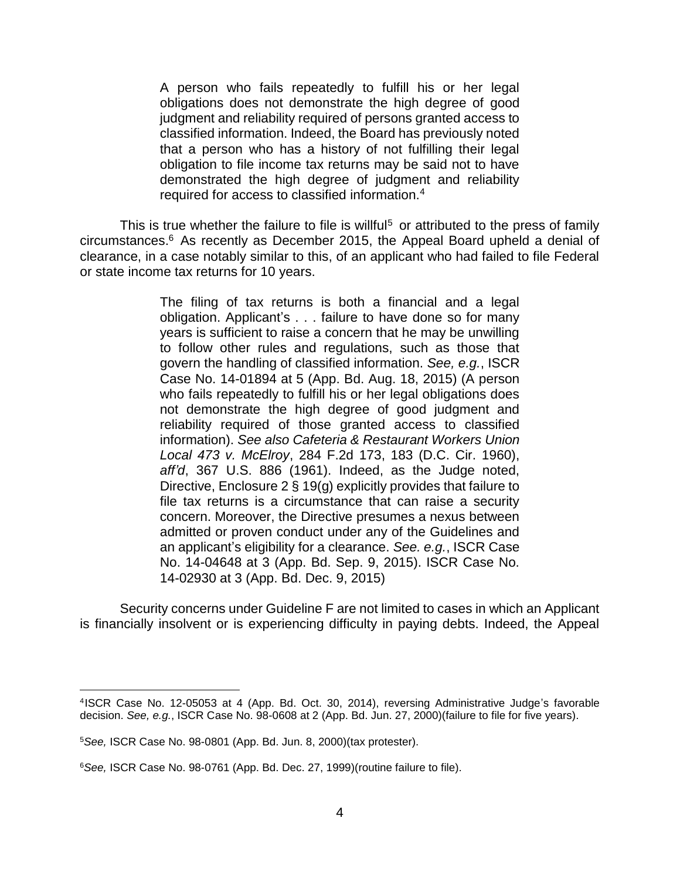> A person who fails repeatedly to fulfill his or her legal obligations does not demonstrate the high degree of good judgment and reliability required of persons granted access to classified information. Indeed, the Board has previously noted that a person who has a history of not fulfilling their legal obligation to file income tax returns may be said not to have demonstrated the high degree of judgment and reliability required for access to classified information.[4]

This is true whether the failure to file is willful[5] or attributed to the press of family circumstances.[6] As recently as December 2015, the Appeal Board upheld a denial of clearance, in a case notably similar to this, of an applicant who had failed to file Federal or state income tax returns for 10 years.

> The filing of tax returns is both a financial and a legal obligation. Applicant's . . . failure to have done so for many years is sufficient to raise a concern that he may be unwilling to follow other rules and regulations, such as those that govern the handling of classified information. *See, e.g.*, ISCR Case No. 14-01894 at 5 (App. Bd. Aug. 18, 2015) (A person who fails repeatedly to fulfill his or her legal obligations does not demonstrate the high degree of good judgment and reliability required of those granted access to classified information). *See also Cafeteria & Restaurant Workers Union Local 473 v. McElroy*, 284 F.2d 173, 183 (D.C. Cir. 1960), *aff'd*, 367 U.S. 886 (1961). Indeed, as the Judge noted, Directive, Enclosure 2 § 19(g) explicitly provides that failure to file tax returns is a circumstance that can raise a security concern. Moreover, the Directive presumes a nexus between admitted or proven conduct under any of the Guidelines and an applicant's eligibility for a clearance. *See. e.g.*, ISCR Case No. 14-04648 at 3 (App. Bd. Sep. 9, 2015). ISCR Case No. 14-02930 at 3 (App. Bd. Dec. 9, 2015)

Security concerns under Guideline F are not limited to cases in which an Applicant is financially insolvent or is experiencing difficulty in paying debts. Indeed, the Appeal

---

[4] ISCR Case No. 12-05053 at 4 (App. Bd. Oct. 30, 2014), reversing Administrative Judge's favorable decision. *See, e.g.*, ISCR Case No. 98-0608 at 2 (App. Bd. Jun. 27, 2000)(failure to file for five years).

[5] *See,* ISCR Case No. 98-0801 (App. Bd. Jun. 8, 2000)(tax protester).

[6] *See,* ISCR Case No. 98-0761 (App. Bd. Dec. 27, 1999)(routine failure to file).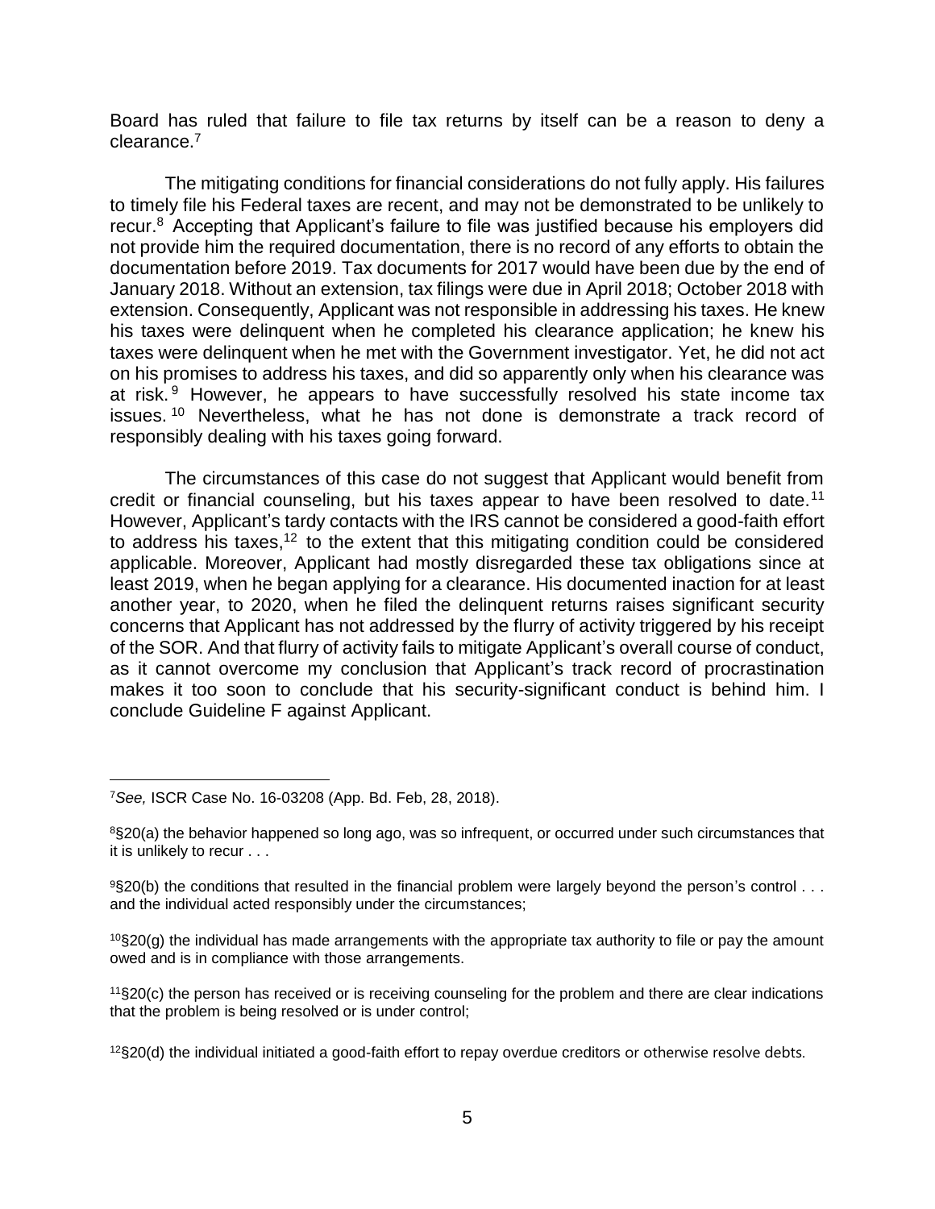Board has ruled that failure to file tax returns by itself can be a reason to deny a clearance.[7]

The mitigating conditions for financial considerations do not fully apply. His failures to timely file his Federal taxes are recent, and may not be demonstrated to be unlikely to recur.[8] Accepting that Applicant's failure to file was justified because his employers did not provide him the required documentation, there is no record of any efforts to obtain the documentation before 2019. Tax documents for 2017 would have been due by the end of January 2018. Without an extension, tax filings were due in April 2018; October 2018 with extension. Consequently, Applicant was not responsible in addressing his taxes. He knew his taxes were delinquent when he completed his clearance application; he knew his taxes were delinquent when he met with the Government investigator. Yet, he did not act on his promises to address his taxes, and did so apparently only when his clearance was at risk.[9] However, he appears to have successfully resolved his state income tax issues.[10] Nevertheless, what he has not done is demonstrate a track record of responsibly dealing with his taxes going forward.

The circumstances of this case do not suggest that Applicant would benefit from credit or financial counseling, but his taxes appear to have been resolved to date.[11] However, Applicant's tardy contacts with the IRS cannot be considered a good-faith effort to address his taxes,[12] to the extent that this mitigating condition could be considered applicable. Moreover, Applicant had mostly disregarded these tax obligations since at least 2019, when he began applying for a clearance. His documented inaction for at least another year, to 2020, when he filed the delinquent returns raises significant security concerns that Applicant has not addressed by the flurry of activity triggered by his receipt of the SOR. And that flurry of activity fails to mitigate Applicant's overall course of conduct, as it cannot overcome my conclusion that Applicant's track record of procrastination makes it too soon to conclude that his security-significant conduct is behind him. I conclude Guideline F against Applicant.

---

[7] *See,* ISCR Case No. 16-03208 (App. Bd. Feb, 28, 2018).

[8] §20(a) the behavior happened so long ago, was so infrequent, or occurred under such circumstances that it is unlikely to recur . . .

[9] §20(b) the conditions that resulted in the financial problem were largely beyond the person's control . . . and the individual acted responsibly under the circumstances;

[10] §20(g) the individual has made arrangements with the appropriate tax authority to file or pay the amount owed and is in compliance with those arrangements.

[11] §20(c) the person has received or is receiving counseling for the problem and there are clear indications that the problem is being resolved or is under control;

[12] §20(d) the individual initiated a good-faith effort to repay overdue creditors or otherwise resolve debts.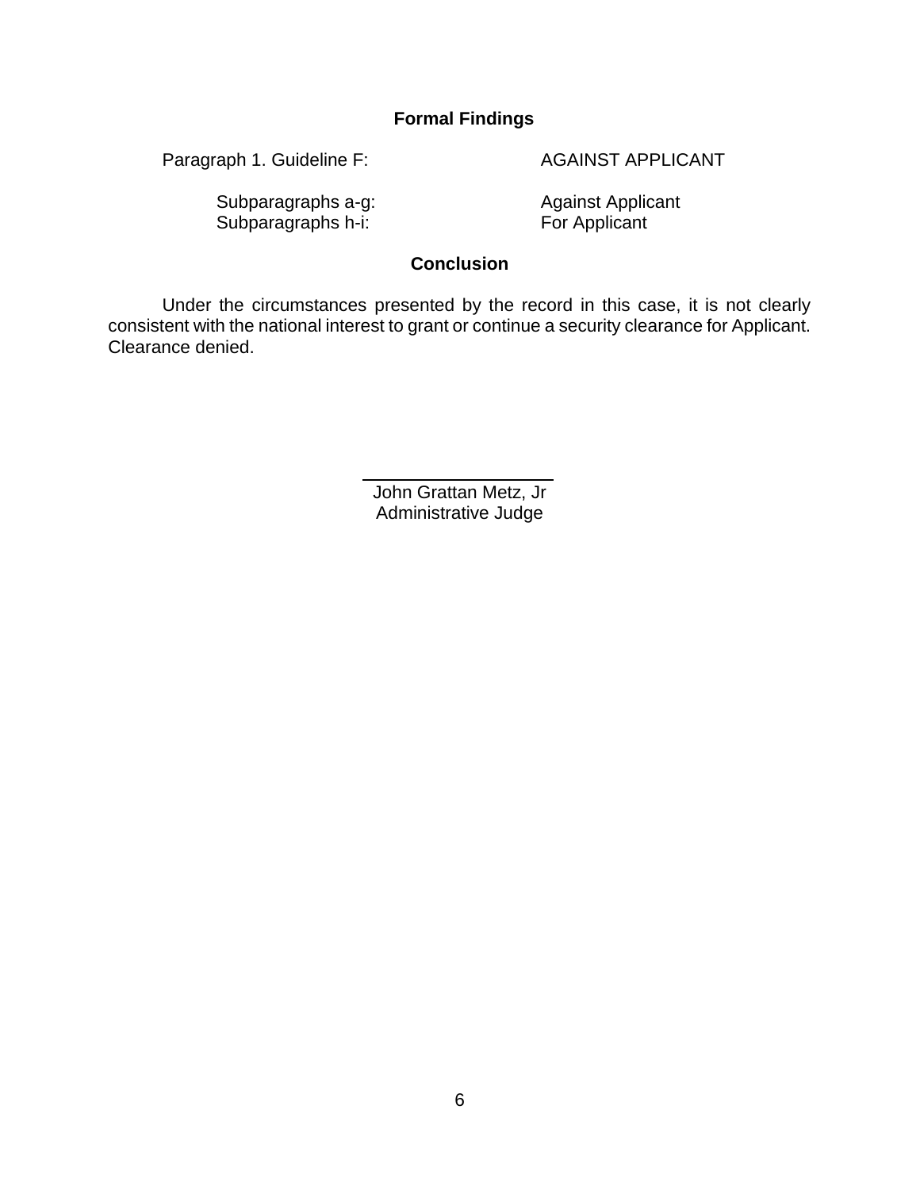## Formal Findings

| | |
|---|---|
| Paragraph 1. Guideline F: | AGAINST APPLICANT |
| Subparagraphs a-g: | Against Applicant |
| Subparagraphs h-i: | For Applicant |

## Conclusion

Under the circumstances presented by the record in this case, it is not clearly consistent with the national interest to grant or continue a security clearance for Applicant. Clearance denied.

John Grattan Metz, Jr
Administrative Judge